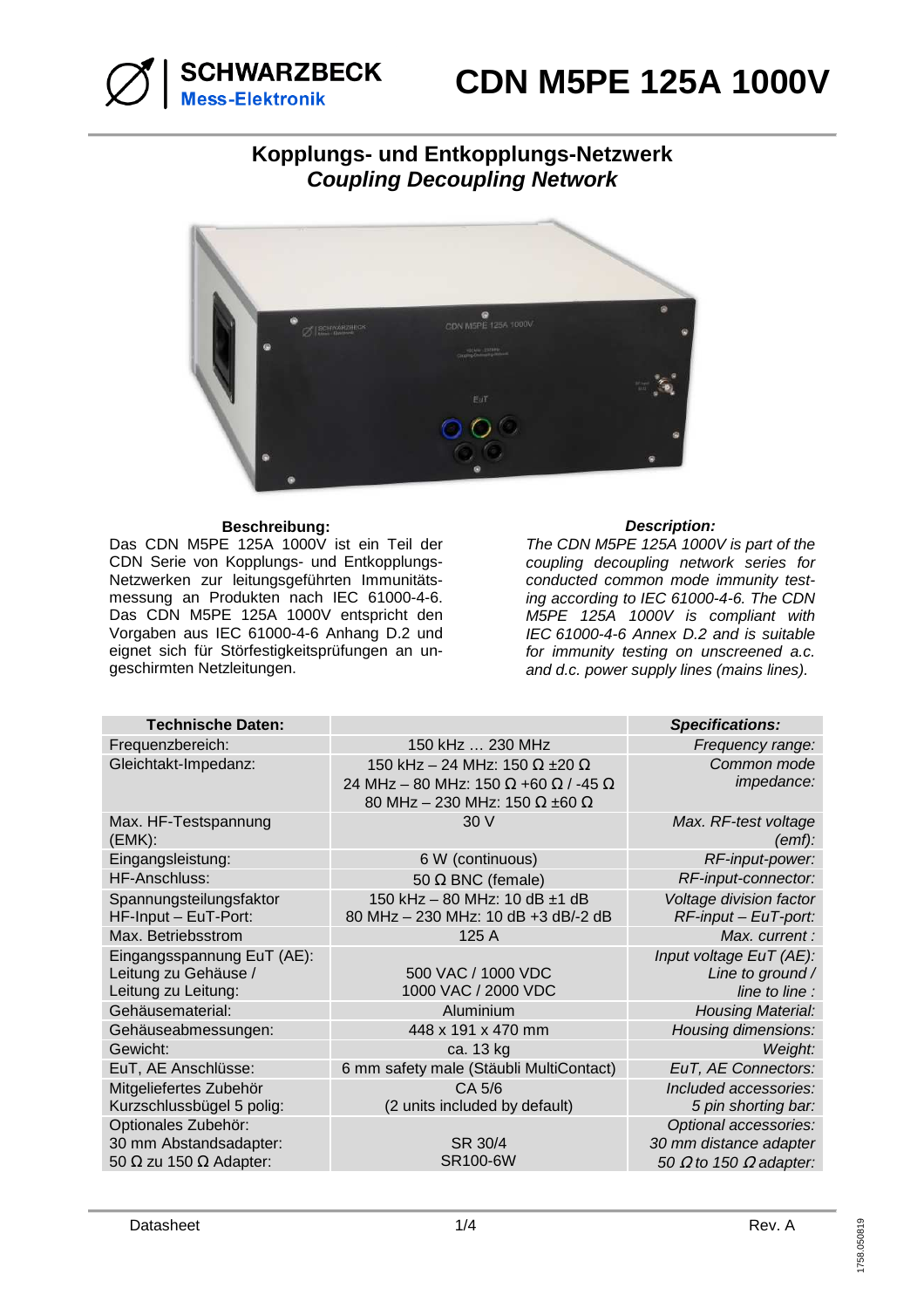# CDN M5PE 125A 1000V

SCHWARZBECK Mess-Elektronik

## Kopplungs- und Entkopplungs-Netzwerk
## *Coupling Decoupling Network*

**Beschreibung:**
Das CDN M5PE 125A 1000V ist ein Teil der CDN Serie von Kopplungs- und Entkopplungs-Netzwerken zur leitungsgeführten Immunitätsmessung an Produkten nach IEC 61000-4-6. Das CDN M5PE 125A 1000V entspricht den Vorgaben aus IEC 61000-4-6 Anhang D.2 und eignet sich für Störfestigkeitsprüfungen an ungeschirmten Netzleitungen.

***Description:***
*The CDN M5PE 125A 1000V is part of the coupling decoupling network series for conducted common mode immunity testing according to IEC 61000-4-6. The CDN M5PE 125A 1000V is compliant with IEC 61000-4-6 Annex D.2 and is suitable for immunity testing on unscreened a.c. and d.c. power supply lines (mains lines).*

| **Technische Daten:** | | ***Specifications:*** |
|---|---|---|
| Frequenzbereich: | 150 kHz … 230 MHz | *Frequency range:* |
| Gleichtakt-Impedanz: | 150 kHz – 24 MHz: 150 Ω ±20 Ω<br>24 MHz – 80 MHz: 150 Ω +60 Ω / -45 Ω<br>80 MHz – 230 MHz: 150 Ω ±60 Ω | *Common mode impedance:* |
| Max. HF-Testspannung (EMK): | 30 V | *Max. RF-test voltage (emf):* |
| Eingangsleistung: | 6 W (continuous) | *RF-input-power:* |
| HF-Anschluss: | 50 Ω BNC (female) | *RF-input-connector:* |
| Spannungsteilungsfaktor HF-Input – EuT-Port: | 150 kHz – 80 MHz: 10 dB ±1 dB<br>80 MHz – 230 MHz: 10 dB +3 dB/-2 dB | *Voltage division factor RF-input – EuT-port:* |
| Max. Betriebsstrom | 125 A | *Max. current :* |
| Eingangsspannung EuT (AE):<br>Leitung zu Gehäuse /<br>Leitung zu Leitung: | 500 VAC / 1000 VDC<br>1000 VAC / 2000 VDC | *Input voltage EuT (AE):*<br>*Line to ground /*<br>*line to line :* |
| Gehäusematerial: | Aluminium | *Housing Material:* |
| Gehäuseabmessungen: | 448 x 191 x 470 mm | *Housing dimensions:* |
| Gewicht: | ca. 13 kg | *Weight:* |
| EuT, AE Anschlüsse: | 6 mm safety male (Stäubli MultiContact) | *EuT, AE Connectors:* |
| Mitgeliefertes Zubehör<br>Kurzschlussbügel 5 polig: | CA 5/6<br>(2 units included by default) | *Included accessories:*<br>*5 pin shorting bar:* |
| Optionales Zubehör:<br>30 mm Abstandsadapter:<br>50 Ω zu 150 Ω Adapter: | SR 30/4<br>SR100-6W | *Optional accessories:*<br>*30 mm distance adapter*<br>*50 Ω to 150 Ω adapter:* |

Datasheet — Rev. A

1758.050819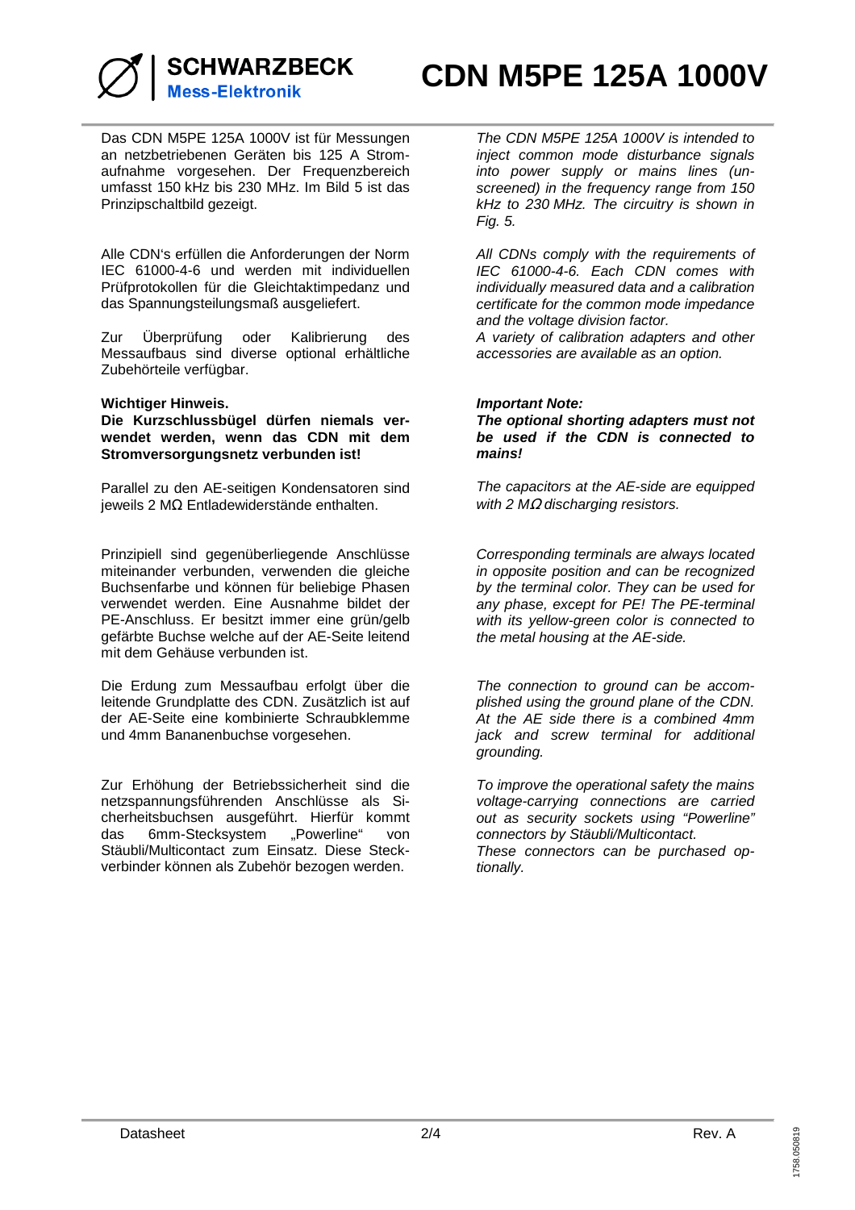# CDN M5PE 125A 1000V

Das CDN M5PE 125A 1000V ist für Messungen an netzbetriebenen Geräten bis 125 A Stromaufnahme vorgesehen. Der Frequenzbereich umfasst 150 kHz bis 230 MHz. Im Bild 5 ist das Prinzipschaltbild gezeigt.

*The CDN M5PE 125A 1000V is intended to inject common mode disturbance signals into power supply or mains lines (unscreened) in the frequency range from 150 kHz to 230 MHz. The circuitry is shown in Fig. 5.*

Alle CDN's erfüllen die Anforderungen der Norm IEC 61000-4-6 und werden mit individuellen Prüfprotokollen für die Gleichtaktimpedanz und das Spannungsteilungsmaß ausgeliefert.

*All CDNs comply with the requirements of IEC 61000-4-6. Each CDN comes with individually measured data and a calibration certificate for the common mode impedance and the voltage division factor.*

Zur Überprüfung oder Kalibrierung des Messaufbaus sind diverse optional erhältliche Zubehörteile verfügbar.

*A variety of calibration adapters and other accessories are available as an option.*

**Wichtiger Hinweis.**
**Die Kurzschlussbügel dürfen niemals verwendet werden, wenn das CDN mit dem Stromversorgungsnetz verbunden ist!**

***Important Note:***
***The optional shorting adapters must not be used if the CDN is connected to mains!***

Parallel zu den AE-seitigen Kondensatoren sind jeweils 2 MΩ Entladewiderstände enthalten.

*The capacitors at the AE-side are equipped with 2 MΩ discharging resistors.*

Prinzipiell sind gegenüberliegende Anschlüsse miteinander verbunden, verwenden die gleiche Buchsenfarbe und können für beliebige Phasen verwendet werden. Eine Ausnahme bildet der PE-Anschluss. Er besitzt immer eine grün/gelb gefärbte Buchse welche auf der AE-Seite leitend mit dem Gehäuse verbunden ist.

*Corresponding terminals are always located in opposite position and can be recognized by the terminal color. They can be used for any phase, except for PE! The PE-terminal with its yellow-green color is connected to the metal housing at the AE-side.*

Die Erdung zum Messaufbau erfolgt über die leitende Grundplatte des CDN. Zusätzlich ist auf der AE-Seite eine kombinierte Schraubklemme und 4mm Bananenbuchse vorgesehen.

*The connection to ground can be accomplished using the ground plane of the CDN. At the AE side there is a combined 4mm jack and screw terminal for additional grounding.*

Zur Erhöhung der Betriebssicherheit sind die netzspannungsführenden Anschlüsse als Sicherheitsbuchsen ausgeführt. Hierfür kommt das 6mm-Stecksystem „Powerline" von Stäubli/Multicontact zum Einsatz. Diese Steckverbinder können als Zubehör bezogen werden.

*To improve the operational safety the mains voltage-carrying connections are carried out as security sockets using "Powerline" connectors by Stäubli/Multicontact.*
*These connectors can be purchased optionally.*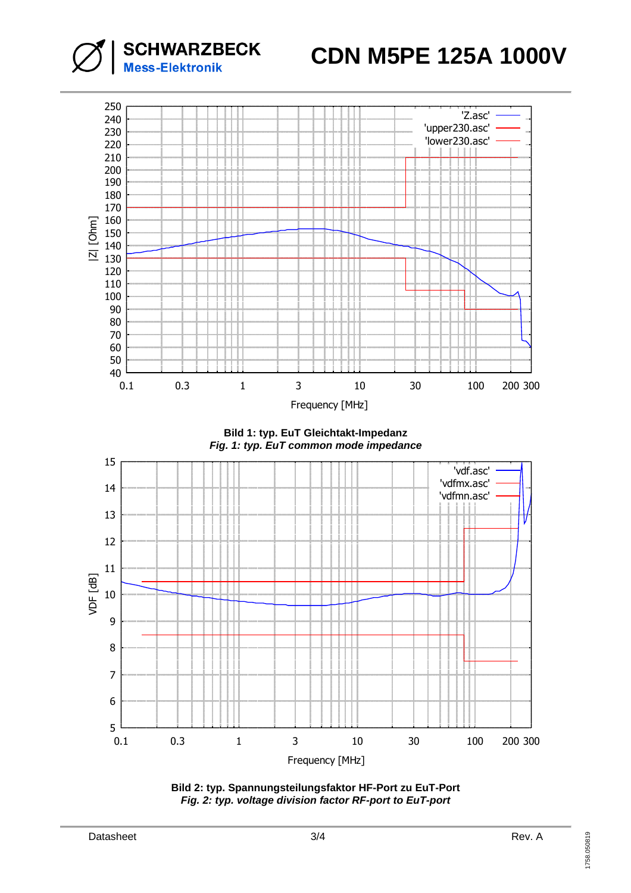Bild 1: typ. EuT Gleichtakt-Impedanz

*Fig. 1: typ. EuT common mode impedance*

Bild 2: typ. Spannungsteilungsfaktor HF-Port zu EuT-Port

*Fig. 2: typ. voltage division factor RF-port to EuT-port*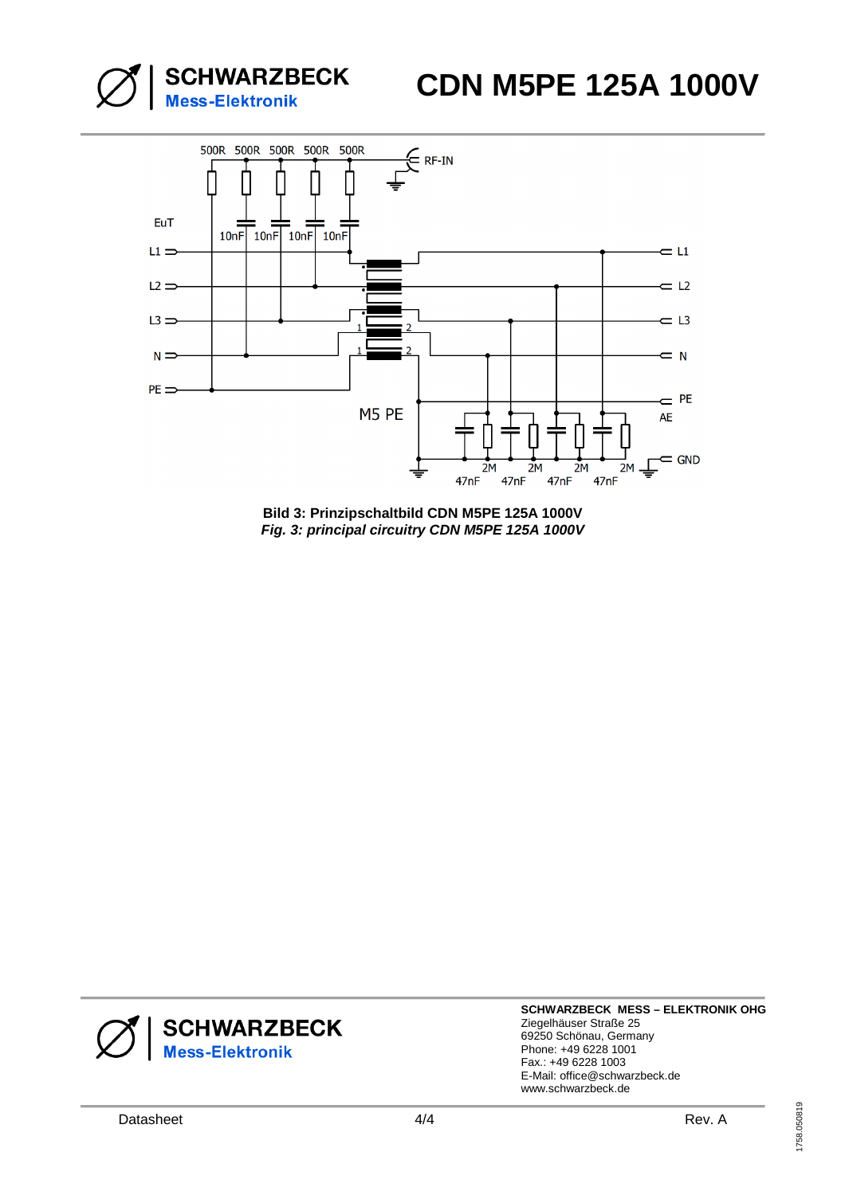500R 500R 500R 500R 500R

RF-IN

EuT

10nF 10nF 10nF 10nF

L1

L2

L3

N

PE

1 2

1 2

M5 PE

L1

L2

L3

N

PE

AE

GND

2M 2M 2M 2M

47nF 47nF 47nF 47nF

**Bild 3: Prinzipschaltbild CDN M5PE 125A 1000V**

***Fig. 3: principal circuitry CDN M5PE 125A 1000V***

**SCHWARZBECK MESS – ELEKTRONIK OHG**
Ziegelhäuser Straße 25
69250 Schönau, Germany
Phone: +49 6228 1001
Fax.: +49 6228 1003
E-Mail: office@schwarzbeck.de
www.schwarzbeck.de